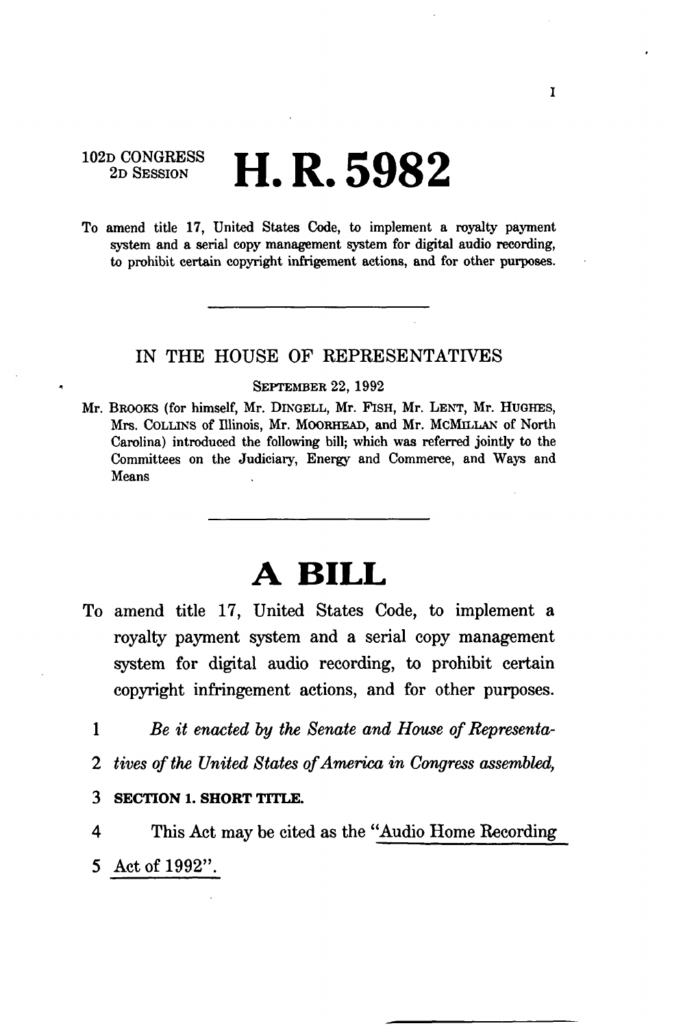102D CONGRESS
2D SESSION

# H. R. 5982

To amend title 17, United States Code, to implement a royalty payment system and a serial copy management system for digital audio recording, to prohibit certain copyright infrigement actions, and for other purposes.

---

IN THE HOUSE OF REPRESENTATIVES

SEPTEMBER 22, 1992

Mr. BROOKS (for himself, Mr. DINGELL, Mr. FISH, Mr. LENT, Mr. HUGHES, Mrs. COLLINS of Illinois, Mr. MOORHEAD, and Mr. MCMILLAN of North Carolina) introduced the following bill; which was referred jointly to the Committees on the Judiciary, Energy and Commerce, and Ways and Means

---

# A BILL

To amend title 17, United States Code, to implement a royalty payment system and a serial copy management system for digital audio recording, to prohibit certain copyright infringement actions, and for other purposes.

1 *Be it enacted by the Senate and House of Representa-*
2 *tives of the United States of America in Congress assembled,*

3 **SECTION 1. SHORT TITLE.**

4 This Act may be cited as the "Audio Home Recording
5 Act of 1992".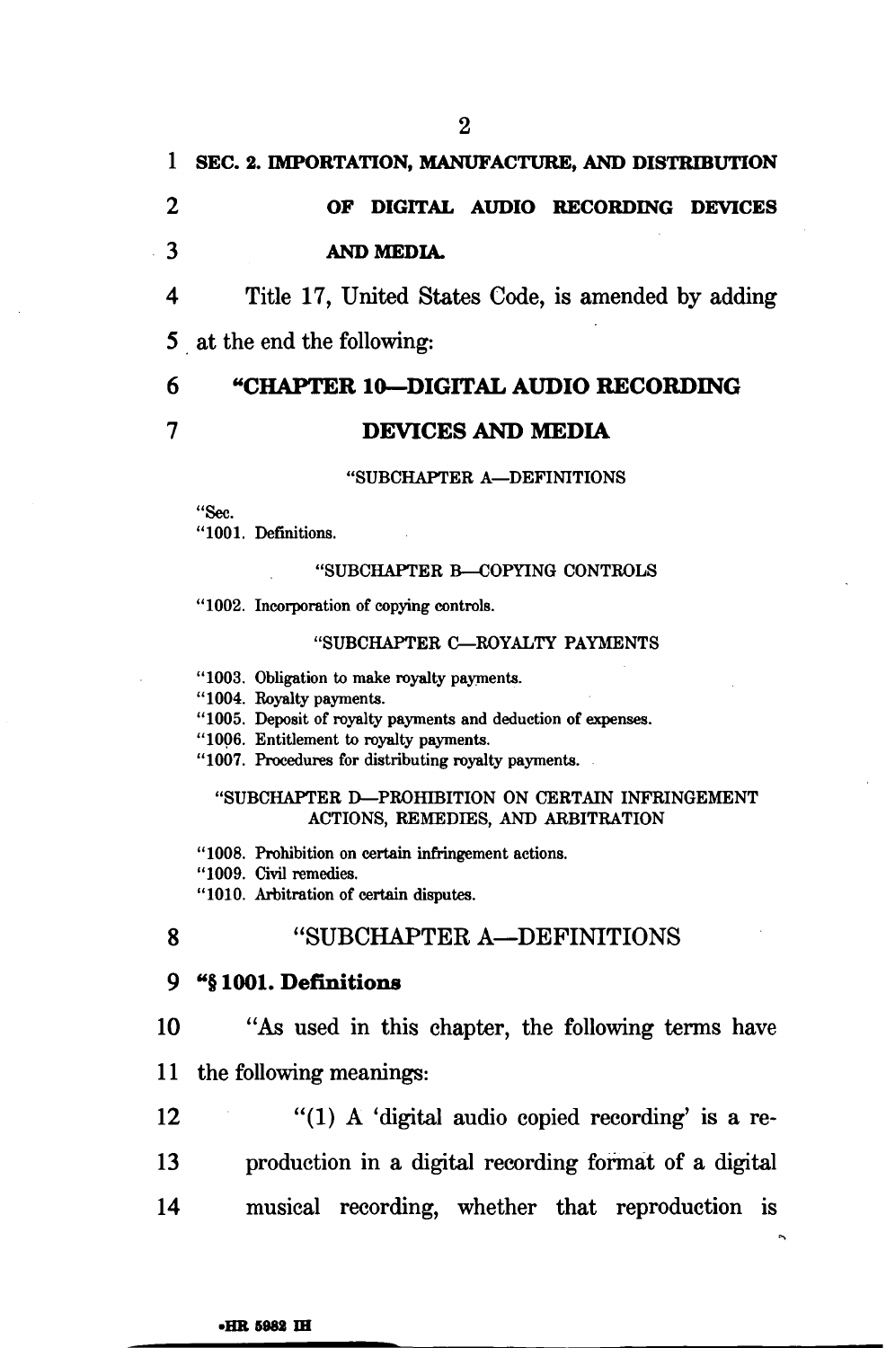SEC. 2. IMPORTATION, MANUFACTURE, AND DISTRIBUTION OF DIGITAL AUDIO RECORDING DEVICES AND MEDIA.

Title 17, United States Code, is amended by adding at the end the following:

# "CHAPTER 10—DIGITAL AUDIO RECORDING DEVICES AND MEDIA

"SUBCHAPTER A—DEFINITIONS

"Sec.
"1001. Definitions.

"SUBCHAPTER B—COPYING CONTROLS

"1002. Incorporation of copying controls.

"SUBCHAPTER C—ROYALTY PAYMENTS

"1003. Obligation to make royalty payments.
"1004. Royalty payments.
"1005. Deposit of royalty payments and deduction of expenses.
"1006. Entitlement to royalty payments.
"1007. Procedures for distributing royalty payments.

"SUBCHAPTER D—PROHIBITION ON CERTAIN INFRINGEMENT ACTIONS, REMEDIES, AND ARBITRATION

"1008. Prohibition on certain infringement actions.
"1009. Civil remedies.
"1010. Arbitration of certain disputes.

## "SUBCHAPTER A—DEFINITIONS

### "§ 1001. Definitions

"As used in this chapter, the following terms have the following meanings:

"(1) A 'digital audio copied recording' is a reproduction in a digital recording format of a digital musical recording, whether that reproduction is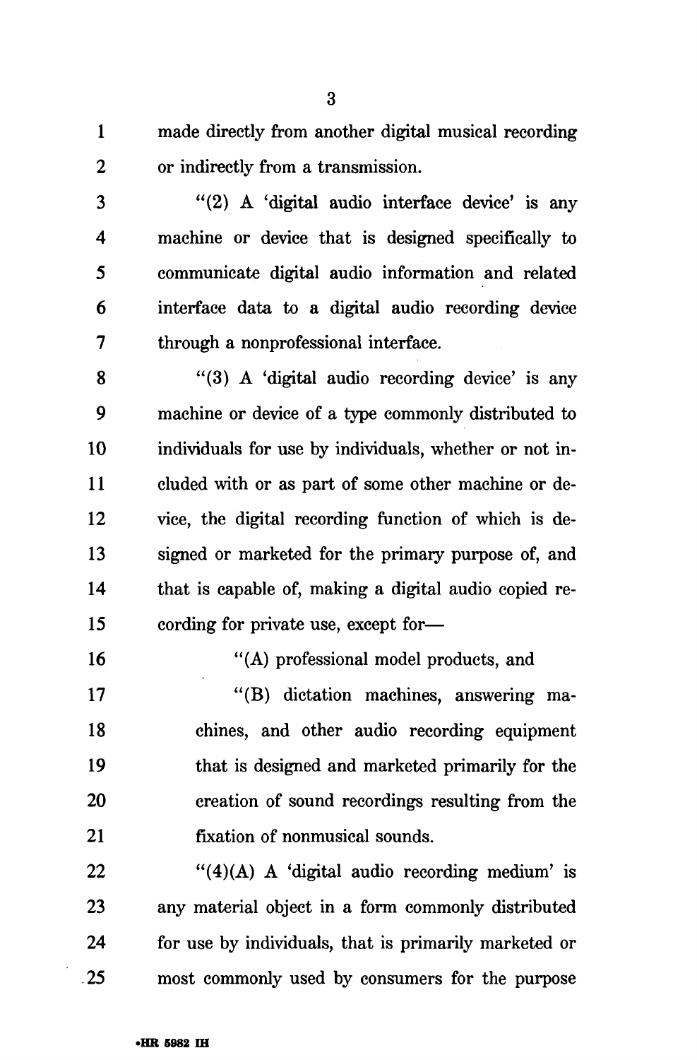made directly from another digital musical recording or indirectly from a transmission.

"(2) A 'digital audio interface device' is any machine or device that is designed specifically to communicate digital audio information and related interface data to a digital audio recording device through a nonprofessional interface.

"(3) A 'digital audio recording device' is any machine or device of a type commonly distributed to individuals for use by individuals, whether or not included with or as part of some other machine or device, the digital recording function of which is designed or marketed for the primary purpose of, and that is capable of, making a digital audio copied recording for private use, except for—

"(A) professional model products, and

"(B) dictation machines, answering machines, and other audio recording equipment that is designed and marketed primarily for the creation of sound recordings resulting from the fixation of nonmusical sounds.

"(4)(A) A 'digital audio recording medium' is any material object in a form commonly distributed for use by individuals, that is primarily marketed or most commonly used by consumers for the purpose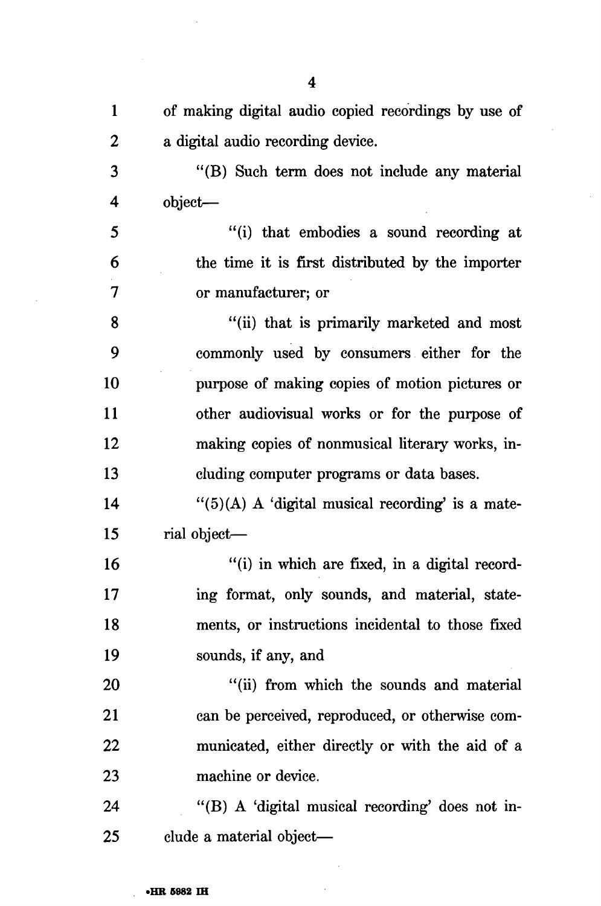of making digital audio copied recordings by use of a digital audio recording device.

"(B) Such term does not include any material object—

"(i) that embodies a sound recording at the time it is first distributed by the importer or manufacturer; or

"(ii) that is primarily marketed and most commonly used by consumers either for the purpose of making copies of motion pictures or other audiovisual works or for the purpose of making copies of nonmusical literary works, including computer programs or data bases.

"(5)(A) A 'digital musical recording' is a material object—

"(i) in which are fixed, in a digital recording format, only sounds, and material, statements, or instructions incidental to those fixed sounds, if any, and

"(ii) from which the sounds and material can be perceived, reproduced, or otherwise communicated, either directly or with the aid of a machine or device.

"(B) A 'digital musical recording' does not include a material object—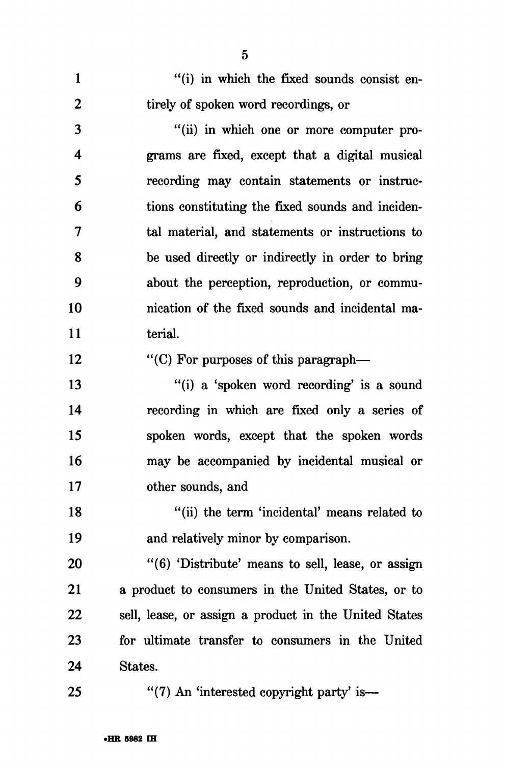"(i) in which the fixed sounds consist entirely of spoken word recordings, or

"(ii) in which one or more computer programs are fixed, except that a digital musical recording may contain statements or instructions constituting the fixed sounds and incidental material, and statements or instructions to be used directly or indirectly in order to bring about the perception, reproduction, or communication of the fixed sounds and incidental material.

"(C) For purposes of this paragraph—

"(i) a 'spoken word recording' is a sound recording in which are fixed only a series of spoken words, except that the spoken words may be accompanied by incidental musical or other sounds, and

"(ii) the term 'incidental' means related to and relatively minor by comparison.

"(6) 'Distribute' means to sell, lease, or assign a product to consumers in the United States, or to sell, lease, or assign a product in the United States for ultimate transfer to consumers in the United States.

"(7) An 'interested copyright party' is—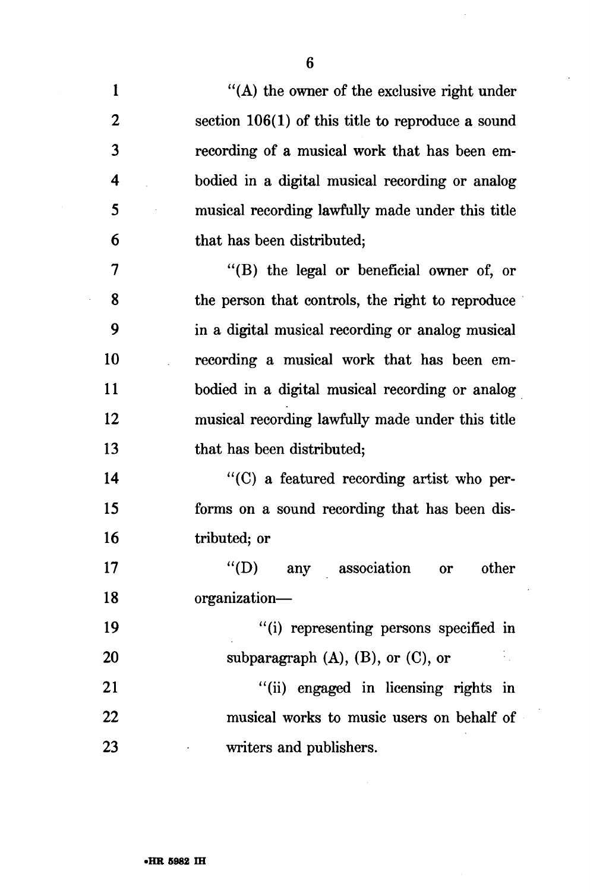"(A) the owner of the exclusive right under section 106(1) of this title to reproduce a sound recording of a musical work that has been embodied in a digital musical recording or analog musical recording lawfully made under this title that has been distributed;

"(B) the legal or beneficial owner of, or the person that controls, the right to reproduce in a digital musical recording or analog musical recording a musical work that has been embodied in a digital musical recording or analog musical recording lawfully made under this title that has been distributed;

"(C) a featured recording artist who performs on a sound recording that has been distributed; or

"(D) any association or other organization—

"(i) representing persons specified in subparagraph (A), (B), or (C), or

"(ii) engaged in licensing rights in musical works to music users on behalf of writers and publishers.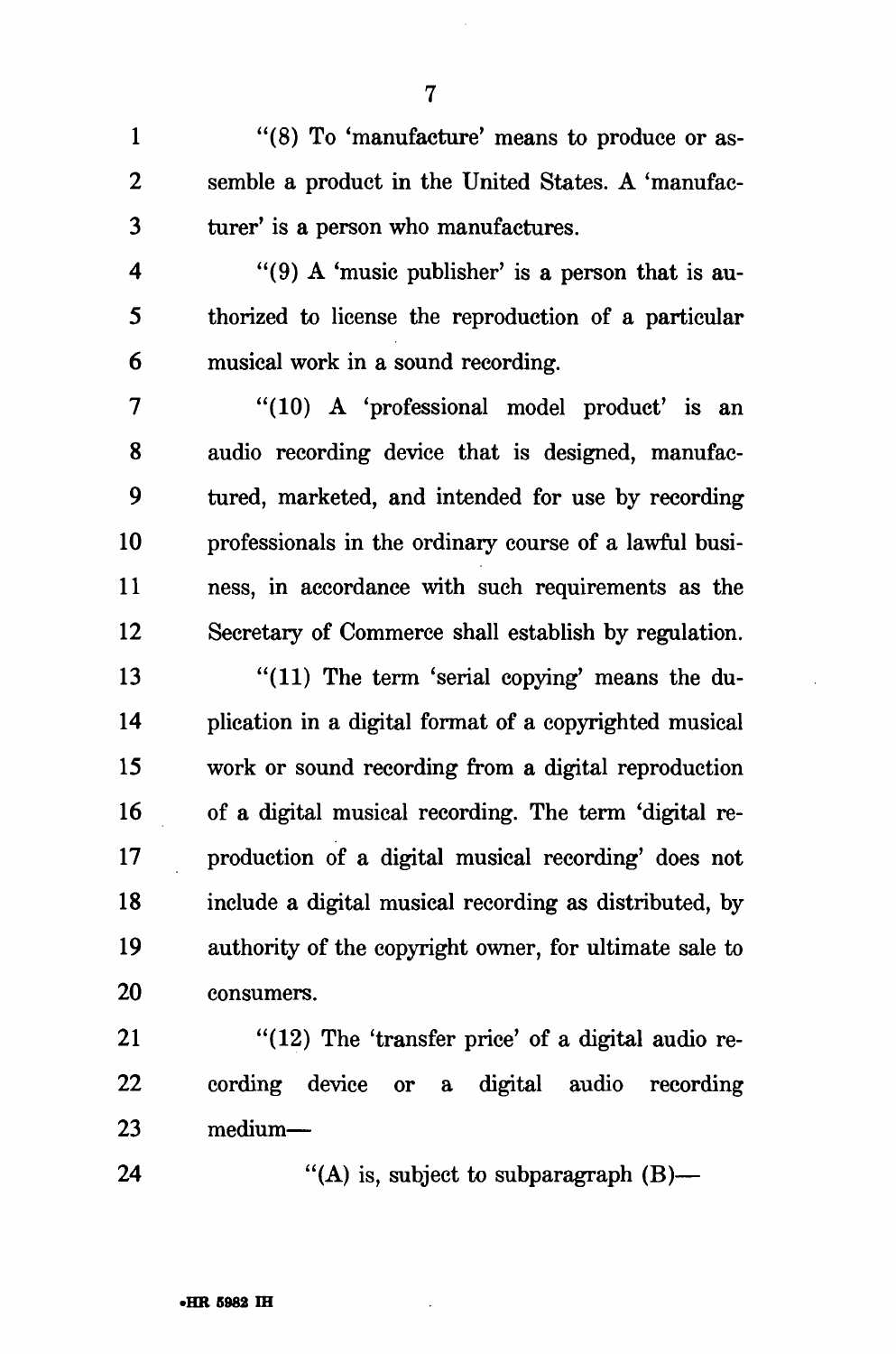"(8) To 'manufacture' means to produce or assemble a product in the United States. A 'manufacturer' is a person who manufactures.

"(9) A 'music publisher' is a person that is authorized to license the reproduction of a particular musical work in a sound recording.

"(10) A 'professional model product' is an audio recording device that is designed, manufactured, marketed, and intended for use by recording professionals in the ordinary course of a lawful business, in accordance with such requirements as the Secretary of Commerce shall establish by regulation.

"(11) The term 'serial copying' means the duplication in a digital format of a copyrighted musical work or sound recording from a digital reproduction of a digital musical recording. The term 'digital reproduction of a digital musical recording' does not include a digital musical recording as distributed, by authority of the copyright owner, for ultimate sale to consumers.

"(12) The 'transfer price' of a digital audio recording device or a digital audio recording medium—

"(A) is, subject to subparagraph (B)—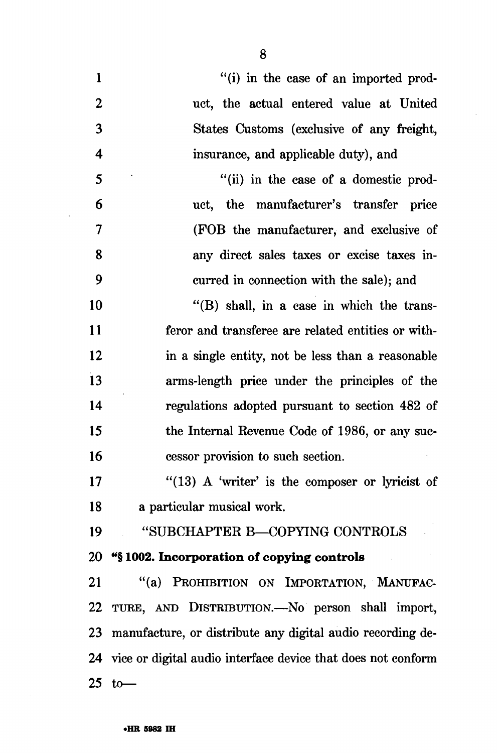"(i) in the case of an imported product, the actual entered value at United States Customs (exclusive of any freight, insurance, and applicable duty), and

"(ii) in the case of a domestic product, the manufacturer's transfer price (FOB the manufacturer, and exclusive of any direct sales taxes or excise taxes incurred in connection with the sale); and

"(B) shall, in a case in which the transferor and transferee are related entities or within a single entity, not be less than a reasonable arms-length price under the principles of the regulations adopted pursuant to section 482 of the Internal Revenue Code of 1986, or any successor provision to such section.

"(13) A 'writer' is the composer or lyricist of a particular musical work.

"SUBCHAPTER B—COPYING CONTROLS

**"§ 1002. Incorporation of copying controls**

"(a) PROHIBITION ON IMPORTATION, MANUFACTURE, AND DISTRIBUTION.—No person shall import, manufacture, or distribute any digital audio recording device or digital audio interface device that does not conform to—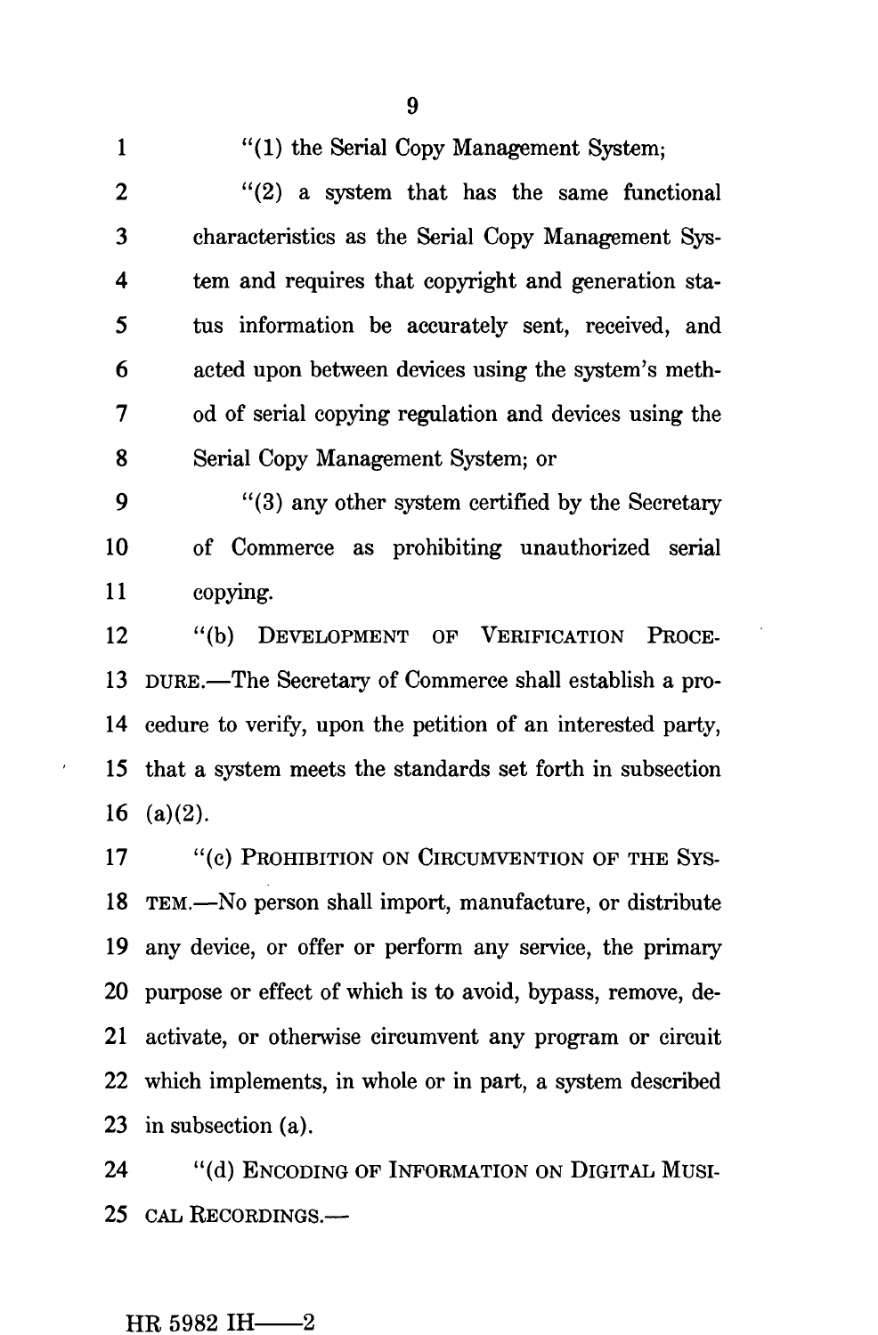"(1) the Serial Copy Management System;

"(2) a system that has the same functional characteristics as the Serial Copy Management System and requires that copyright and generation status information be accurately sent, received, and acted upon between devices using the system's method of serial copying regulation and devices using the Serial Copy Management System; or

"(3) any other system certified by the Secretary of Commerce as prohibiting unauthorized serial copying.

"(b) DEVELOPMENT OF VERIFICATION PROCEDURE.—The Secretary of Commerce shall establish a procedure to verify, upon the petition of an interested party, that a system meets the standards set forth in subsection (a)(2).

"(c) PROHIBITION ON CIRCUMVENTION OF THE SYSTEM.—No person shall import, manufacture, or distribute any device, or offer or perform any service, the primary purpose or effect of which is to avoid, bypass, remove, deactivate, or otherwise circumvent any program or circuit which implements, in whole or in part, a system described in subsection (a).

"(d) ENCODING OF INFORMATION ON DIGITAL MUSICAL RECORDINGS.—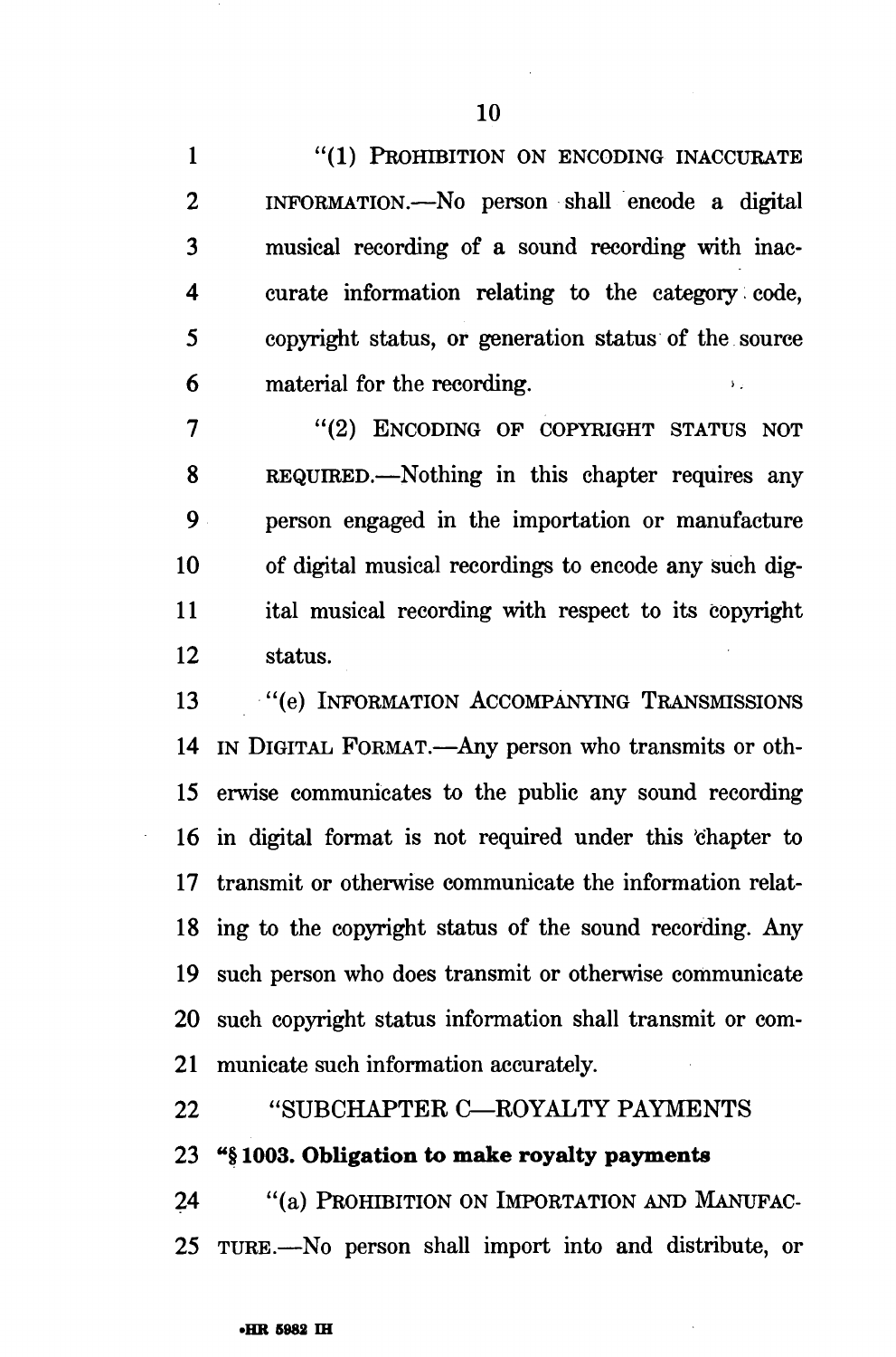"(1) PROHIBITION ON ENCODING INACCURATE INFORMATION.—No person shall encode a digital musical recording of a sound recording with inaccurate information relating to the category code, copyright status, or generation status of the source material for the recording.

"(2) ENCODING OF COPYRIGHT STATUS NOT REQUIRED.—Nothing in this chapter requires any person engaged in the importation or manufacture of digital musical recordings to encode any such digital musical recording with respect to its copyright status.

"(e) INFORMATION ACCOMPANYING TRANSMISSIONS IN DIGITAL FORMAT.—Any person who transmits or otherwise communicates to the public any sound recording in digital format is not required under this chapter to transmit or otherwise communicate the information relating to the copyright status of the sound recording. Any such person who does transmit or otherwise communicate such copyright status information shall transmit or communicate such information accurately.

"SUBCHAPTER C—ROYALTY PAYMENTS

**"§ 1003. Obligation to make royalty payments**

"(a) PROHIBITION ON IMPORTATION AND MANUFACTURE.—No person shall import into and distribute, or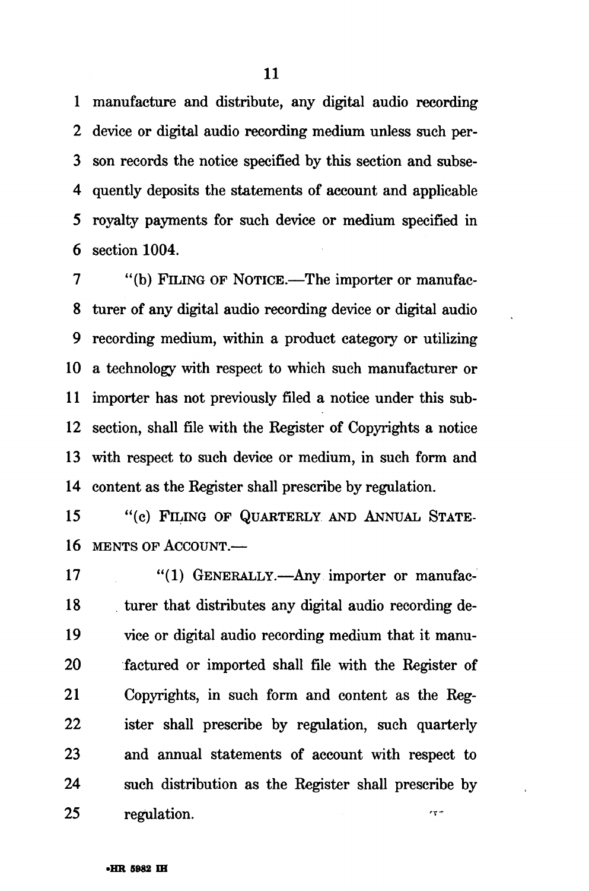manufacture and distribute, any digital audio recording device or digital audio recording medium unless such person records the notice specified by this section and subsequently deposits the statements of account and applicable royalty payments for such device or medium specified in section 1004.

"(b) FILING OF NOTICE.—The importer or manufacturer of any digital audio recording device or digital audio recording medium, within a product category or utilizing a technology with respect to which such manufacturer or importer has not previously filed a notice under this subsection, shall file with the Register of Copyrights a notice with respect to such device or medium, in such form and content as the Register shall prescribe by regulation.

"(c) FILING OF QUARTERLY AND ANNUAL STATEMENTS OF ACCOUNT.—

"(1) GENERALLY.—Any importer or manufacturer that distributes any digital audio recording device or digital audio recording medium that it manufactured or imported shall file with the Register of Copyrights, in such form and content as the Register shall prescribe by regulation, such quarterly and annual statements of account with respect to such distribution as the Register shall prescribe by regulation.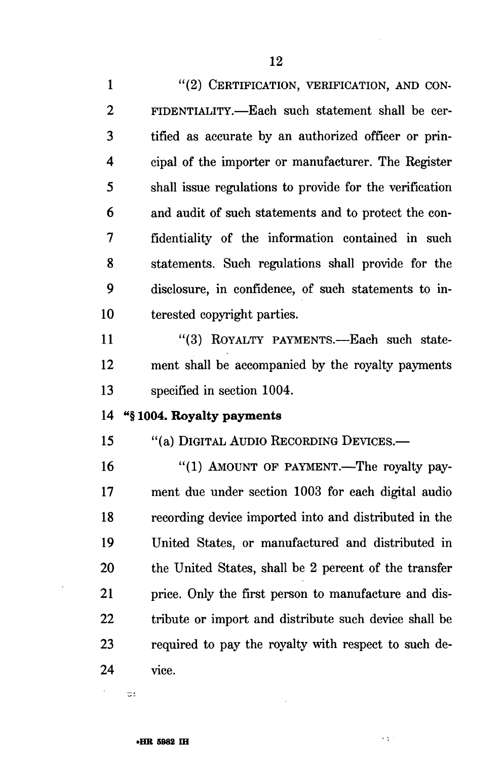"(2) CERTIFICATION, VERIFICATION, AND CONFIDENTIALITY.—Each such statement shall be certified as accurate by an authorized officer or principal of the importer or manufacturer. The Register shall issue regulations to provide for the verification and audit of such statements and to protect the confidentiality of the information contained in such statements. Such regulations shall provide for the disclosure, in confidence, of such statements to interested copyright parties.

"(3) ROYALTY PAYMENTS.—Each such statement shall be accompanied by the royalty payments specified in section 1004.

**"§ 1004. Royalty payments**

"(a) DIGITAL AUDIO RECORDING DEVICES.—

"(1) AMOUNT OF PAYMENT.—The royalty payment due under section 1003 for each digital audio recording device imported into and distributed in the United States, or manufactured and distributed in the United States, shall be 2 percent of the transfer price. Only the first person to manufacture and distribute or import and distribute such device shall be required to pay the royalty with respect to such device.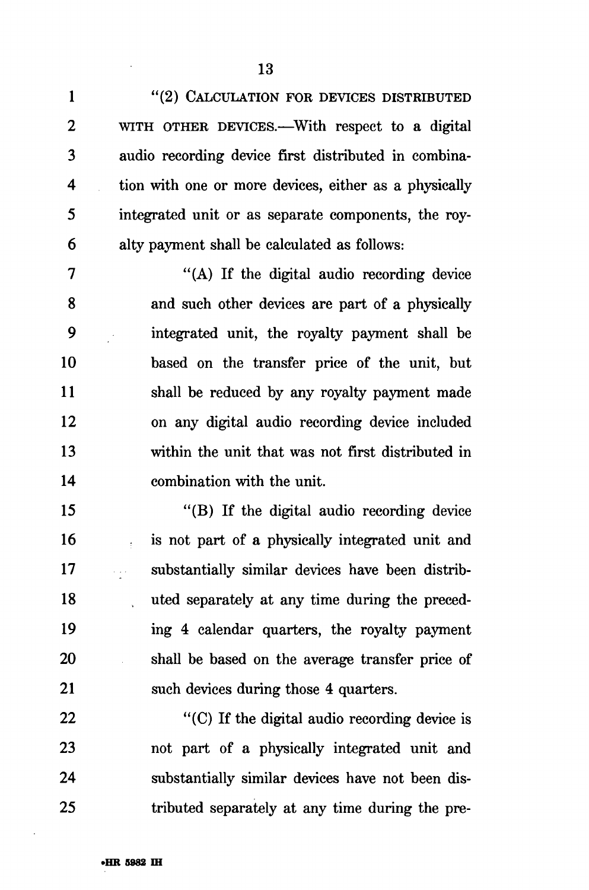"(2) CALCULATION FOR DEVICES DISTRIBUTED WITH OTHER DEVICES.—With respect to a digital audio recording device first distributed in combination with one or more devices, either as a physically integrated unit or as separate components, the royalty payment shall be calculated as follows:

"(A) If the digital audio recording device and such other devices are part of a physically integrated unit, the royalty payment shall be based on the transfer price of the unit, but shall be reduced by any royalty payment made on any digital audio recording device included within the unit that was not first distributed in combination with the unit.

"(B) If the digital audio recording device is not part of a physically integrated unit and substantially similar devices have been distributed separately at any time during the preceding 4 calendar quarters, the royalty payment shall be based on the average transfer price of such devices during those 4 quarters.

"(C) If the digital audio recording device is not part of a physically integrated unit and substantially similar devices have not been distributed separately at any time during the pre-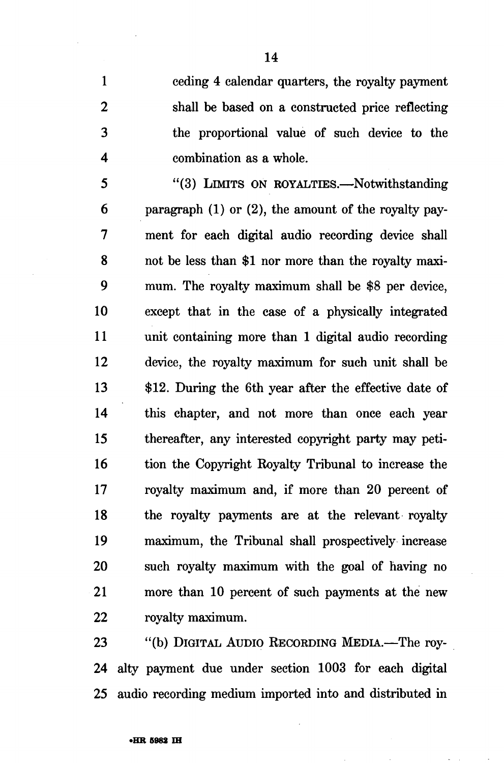ceding 4 calendar quarters, the royalty payment shall be based on a constructed price reflecting the proportional value of such device to the combination as a whole.

"(3) LIMITS ON ROYALTIES.—Notwithstanding paragraph (1) or (2), the amount of the royalty payment for each digital audio recording device shall not be less than $1 nor more than the royalty maximum. The royalty maximum shall be $8 per device, except that in the case of a physically integrated unit containing more than 1 digital audio recording device, the royalty maximum for such unit shall be $12. During the 6th year after the effective date of this chapter, and not more than once each year thereafter, any interested copyright party may petition the Copyright Royalty Tribunal to increase the royalty maximum and, if more than 20 percent of the royalty payments are at the relevant royalty maximum, the Tribunal shall prospectively increase such royalty maximum with the goal of having no more than 10 percent of such payments at the new royalty maximum.

"(b) DIGITAL AUDIO RECORDING MEDIA.—The royalty payment due under section 1003 for each digital audio recording medium imported into and distributed in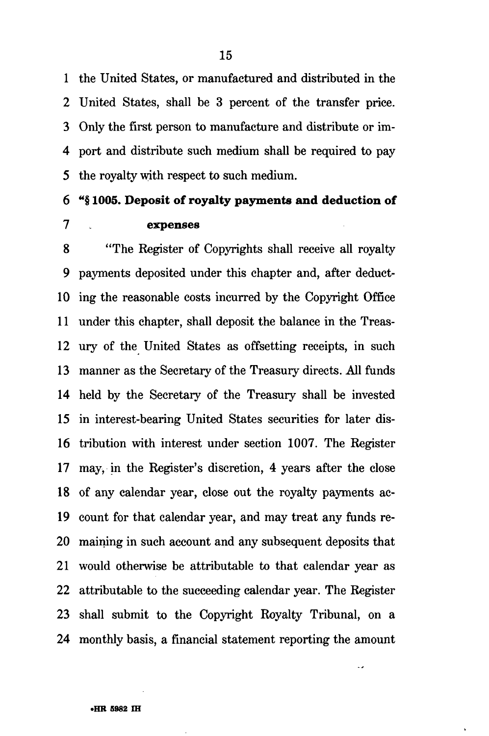the United States, or manufactured and distributed in the United States, shall be 3 percent of the transfer price. Only the first person to manufacture and distribute or import and distribute such medium shall be required to pay the royalty with respect to such medium.

**"§ 1005. Deposit of royalty payments and deduction of expenses**

"The Register of Copyrights shall receive all royalty payments deposited under this chapter and, after deducting the reasonable costs incurred by the Copyright Office under this chapter, shall deposit the balance in the Treasury of the United States as offsetting receipts, in such manner as the Secretary of the Treasury directs. All funds held by the Secretary of the Treasury shall be invested in interest-bearing United States securities for later distribution with interest under section 1007. The Register may, in the Register's discretion, 4 years after the close of any calendar year, close out the royalty payments account for that calendar year, and may treat any funds remaining in such account and any subsequent deposits that would otherwise be attributable to that calendar year as attributable to the succeeding calendar year. The Register shall submit to the Copyright Royalty Tribunal, on a monthly basis, a financial statement reporting the amount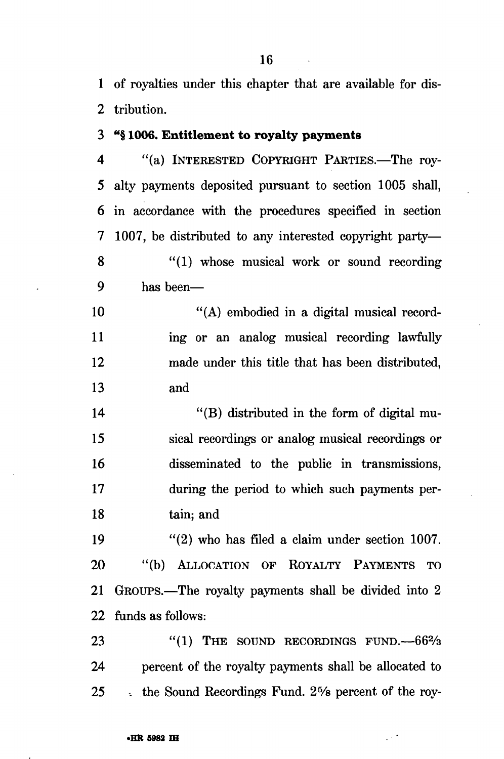of royalties under this chapter that are available for distribution.

### "§ 1006. Entitlement to royalty payments

"(a) INTERESTED COPYRIGHT PARTIES.—The royalty payments deposited pursuant to section 1005 shall, in accordance with the procedures specified in section 1007, be distributed to any interested copyright party—

"(1) whose musical work or sound recording has been—

"(A) embodied in a digital musical recording or an analog musical recording lawfully made under this title that has been distributed, and

"(B) distributed in the form of digital musical recordings or analog musical recordings or disseminated to the public in transmissions, during the period to which such payments pertain; and

"(2) who has filed a claim under section 1007.

"(b) ALLOCATION OF ROYALTY PAYMENTS TO GROUPS.—The royalty payments shall be divided into 2 funds as follows:

"(1) THE SOUND RECORDINGS FUND.—66⅔ percent of the royalty payments shall be allocated to the Sound Recordings Fund. 2⅝ percent of the roy-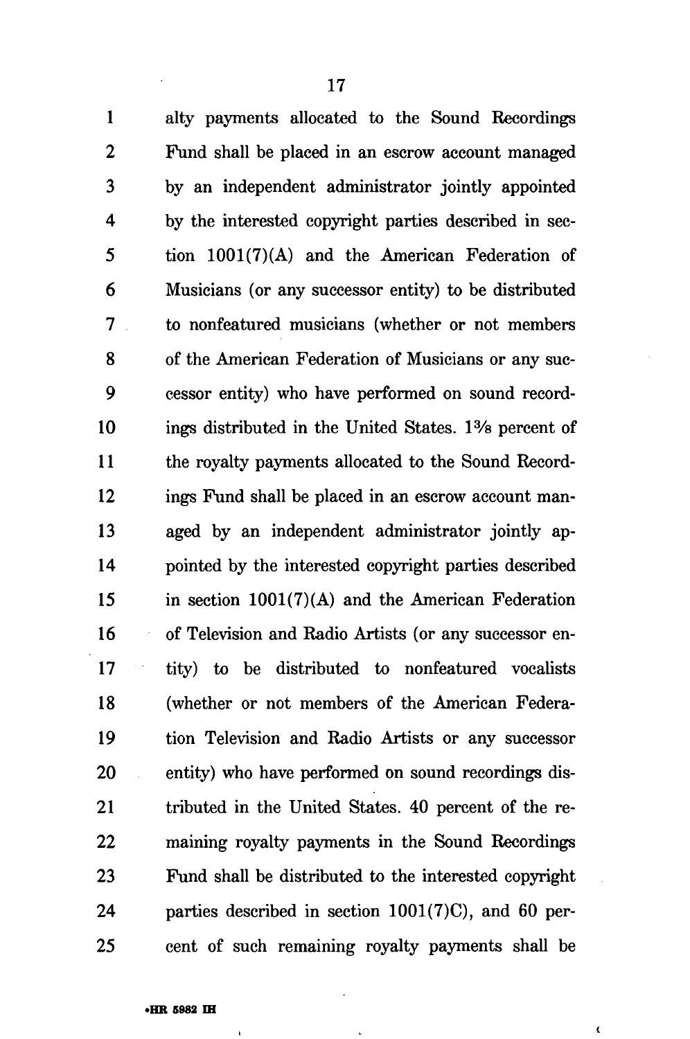alty payments allocated to the Sound Recordings Fund shall be placed in an escrow account managed by an independent administrator jointly appointed by the interested copyright parties described in section 1001(7)(A) and the American Federation of Musicians (or any successor entity) to be distributed to nonfeatured musicians (whether or not members of the American Federation of Musicians or any successor entity) who have performed on sound recordings distributed in the United States. 1⅜ percent of the royalty payments allocated to the Sound Recordings Fund shall be placed in an escrow account managed by an independent administrator jointly appointed by the interested copyright parties described in section 1001(7)(A) and the American Federation of Television and Radio Artists (or any successor entity) to be distributed to nonfeatured vocalists (whether or not members of the American Federation Television and Radio Artists or any successor entity) who have performed on sound recordings distributed in the United States. 40 percent of the remaining royalty payments in the Sound Recordings Fund shall be distributed to the interested copyright parties described in section 1001(7C), and 60 percent of such remaining royalty payments shall be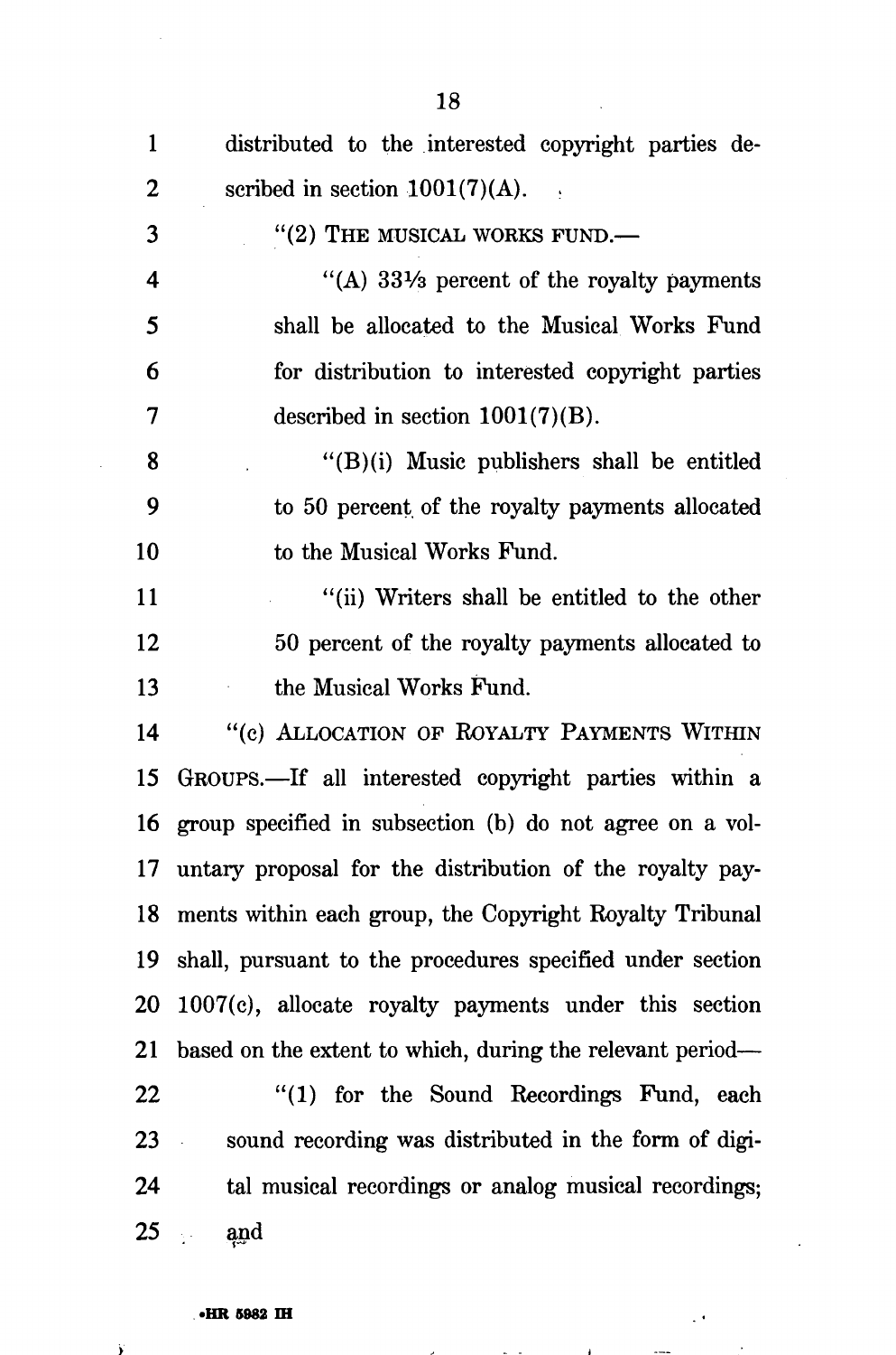distributed to the interested copyright parties described in section 1001(7)(A).

"(2) THE MUSICAL WORKS FUND.—

"(A) 33⅓ percent of the royalty payments shall be allocated to the Musical Works Fund for distribution to interested copyright parties described in section 1001(7)(B).

"(B)(i) Music publishers shall be entitled to 50 percent of the royalty payments allocated to the Musical Works Fund.

"(ii) Writers shall be entitled to the other 50 percent of the royalty payments allocated to the Musical Works Fund.

"(c) ALLOCATION OF ROYALTY PAYMENTS WITHIN GROUPS.—If all interested copyright parties within a group specified in subsection (b) do not agree on a voluntary proposal for the distribution of the royalty payments within each group, the Copyright Royalty Tribunal shall, pursuant to the procedures specified under section 1007(c), allocate royalty payments under this section based on the extent to which, during the relevant period—

"(1) for the Sound Recordings Fund, each sound recording was distributed in the form of digital musical recordings or analog musical recordings; and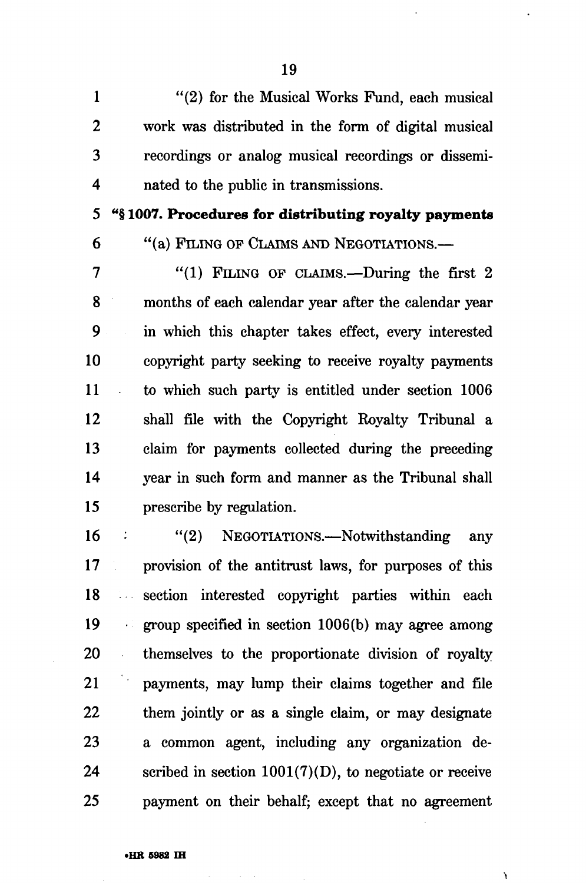"(2) for the Musical Works Fund, each musical work was distributed in the form of digital musical recordings or analog musical recordings or disseminated to the public in transmissions.

**"§ 1007. Procedures for distributing royalty payments**

"(a) FILING OF CLAIMS AND NEGOTIATIONS.—

"(1) FILING OF CLAIMS.—During the first 2 months of each calendar year after the calendar year in which this chapter takes effect, every interested copyright party seeking to receive royalty payments to which such party is entitled under section 1006 shall file with the Copyright Royalty Tribunal a claim for payments collected during the preceding year in such form and manner as the Tribunal shall prescribe by regulation.

"(2) NEGOTIATIONS.—Notwithstanding any provision of the antitrust laws, for purposes of this section interested copyright parties within each group specified in section 1006(b) may agree among themselves to the proportionate division of royalty payments, may lump their claims together and file them jointly or as a single claim, or may designate a common agent, including any organization described in section 1001(7)(D), to negotiate or receive payment on their behalf; except that no agreement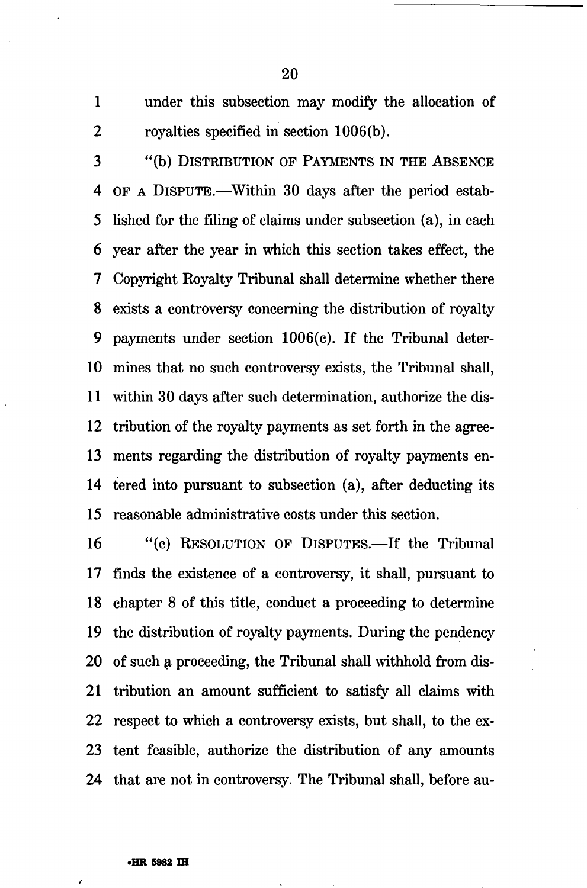under this subsection may modify the allocation of royalties specified in section 1006(b).

"(b) DISTRIBUTION OF PAYMENTS IN THE ABSENCE OF A DISPUTE.—Within 30 days after the period established for the filing of claims under subsection (a), in each year after the year in which this section takes effect, the Copyright Royalty Tribunal shall determine whether there exists a controversy concerning the distribution of royalty payments under section 1006(c). If the Tribunal determines that no such controversy exists, the Tribunal shall, within 30 days after such determination, authorize the distribution of the royalty payments as set forth in the agreements regarding the distribution of royalty payments entered into pursuant to subsection (a), after deducting its reasonable administrative costs under this section.

"(c) RESOLUTION OF DISPUTES.—If the Tribunal finds the existence of a controversy, it shall, pursuant to chapter 8 of this title, conduct a proceeding to determine the distribution of royalty payments. During the pendency of such a proceeding, the Tribunal shall withhold from distribution an amount sufficient to satisfy all claims with respect to which a controversy exists, but shall, to the extent feasible, authorize the distribution of any amounts that are not in controversy. The Tribunal shall, before au-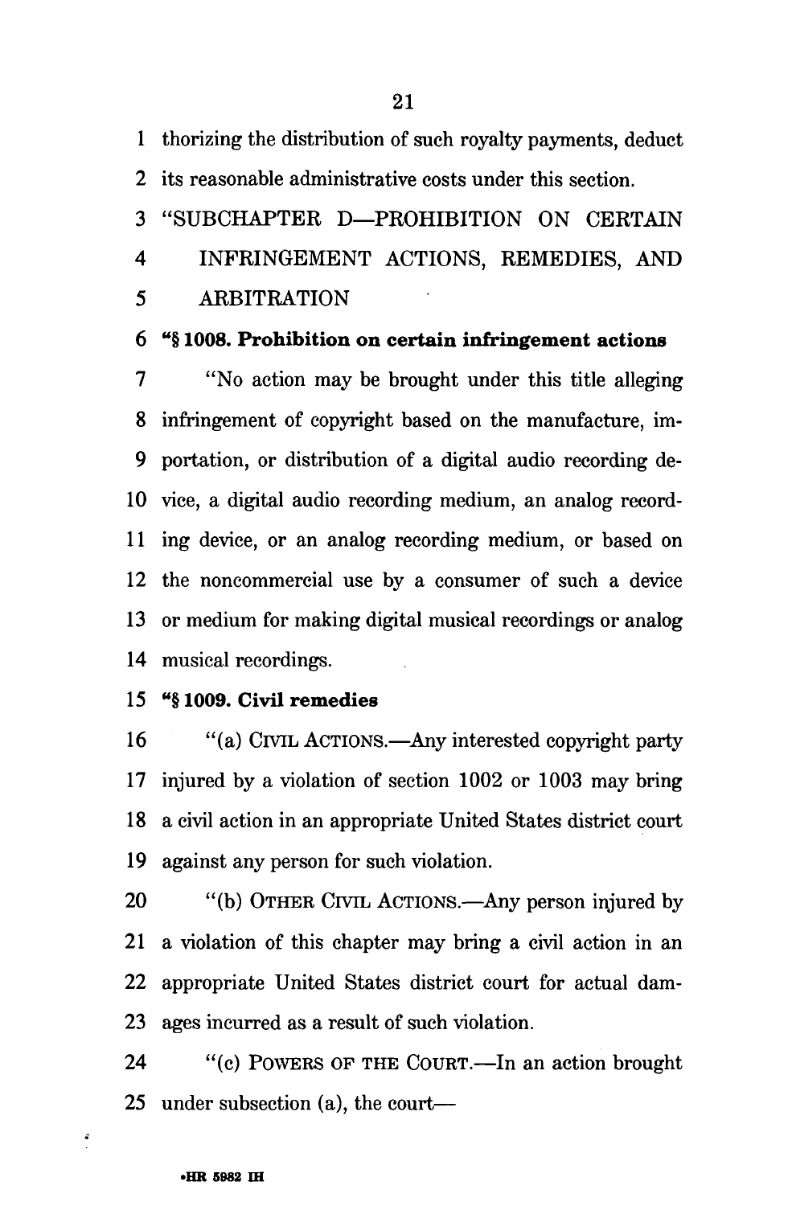thorizing the distribution of such royalty payments, deduct its reasonable administrative costs under this section.

"SUBCHAPTER D—PROHIBITION ON CERTAIN INFRINGEMENT ACTIONS, REMEDIES, AND ARBITRATION

**"§ 1008. Prohibition on certain infringement actions**

"No action may be brought under this title alleging infringement of copyright based on the manufacture, importation, or distribution of a digital audio recording device, a digital audio recording medium, an analog recording device, or an analog recording medium, or based on the noncommercial use by a consumer of such a device or medium for making digital musical recordings or analog musical recordings.

**"§ 1009. Civil remedies**

"(a) CIVIL ACTIONS.—Any interested copyright party injured by a violation of section 1002 or 1003 may bring a civil action in an appropriate United States district court against any person for such violation.

"(b) OTHER CIVIL ACTIONS.—Any person injured by a violation of this chapter may bring a civil action in an appropriate United States district court for actual damages incurred as a result of such violation.

"(c) POWERS OF THE COURT.—In an action brought under subsection (a), the court—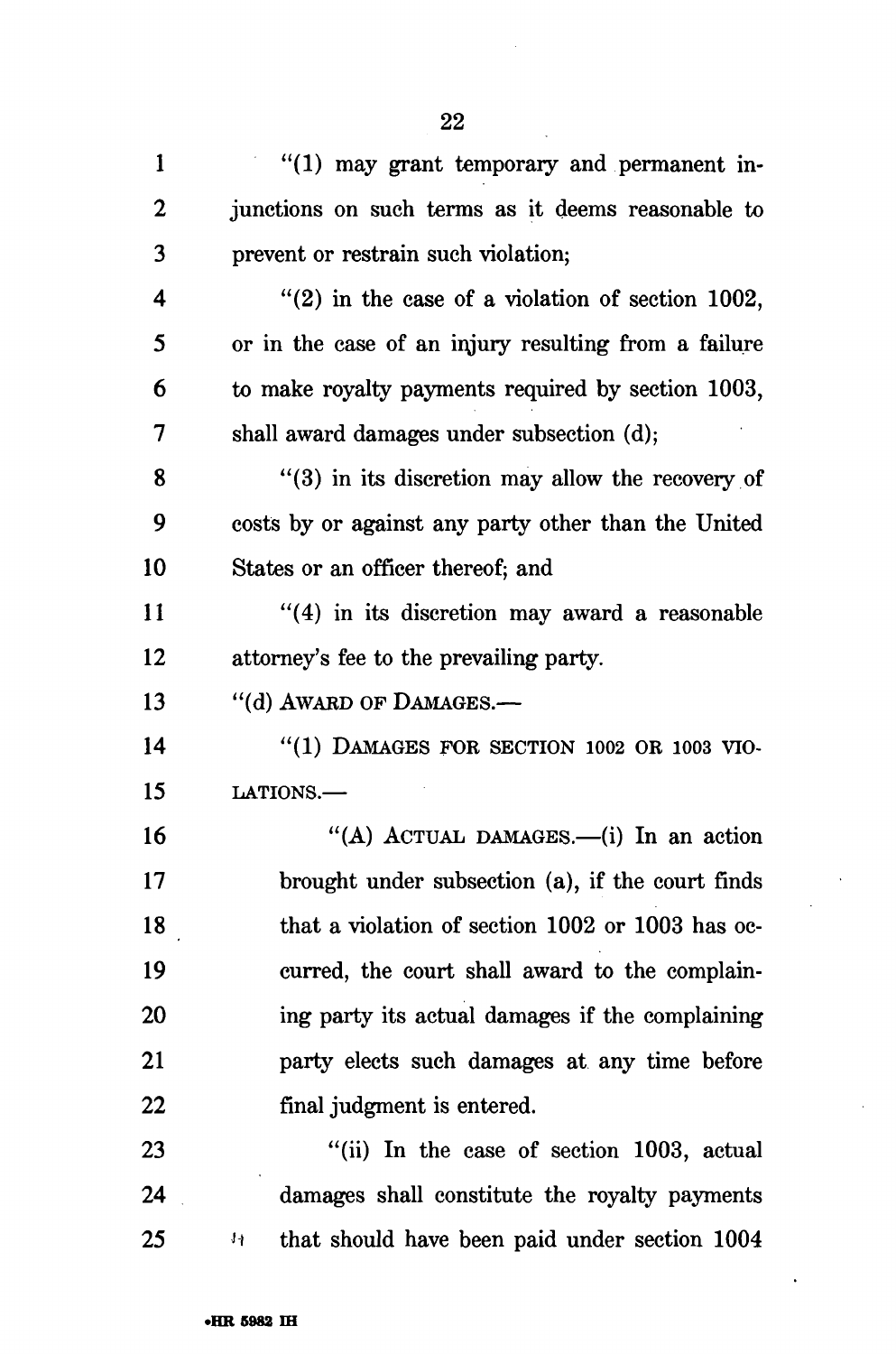"(1) may grant temporary and permanent injunctions on such terms as it deems reasonable to prevent or restrain such violation;

"(2) in the case of a violation of section 1002, or in the case of an injury resulting from a failure to make royalty payments required by section 1003, shall award damages under subsection (d);

"(3) in its discretion may allow the recovery of costs by or against any party other than the United States or an officer thereof; and

"(4) in its discretion may award a reasonable attorney's fee to the prevailing party.

"(d) AWARD OF DAMAGES.—

"(1) DAMAGES FOR SECTION 1002 OR 1003 VIOLATIONS.—

"(A) ACTUAL DAMAGES.—(i) In an action brought under subsection (a), if the court finds that a violation of section 1002 or 1003 has occurred, the court shall award to the complaining party its actual damages if the complaining party elects such damages at any time before final judgment is entered.

"(ii) In the case of section 1003, actual damages shall constitute the royalty payments that should have been paid under section 1004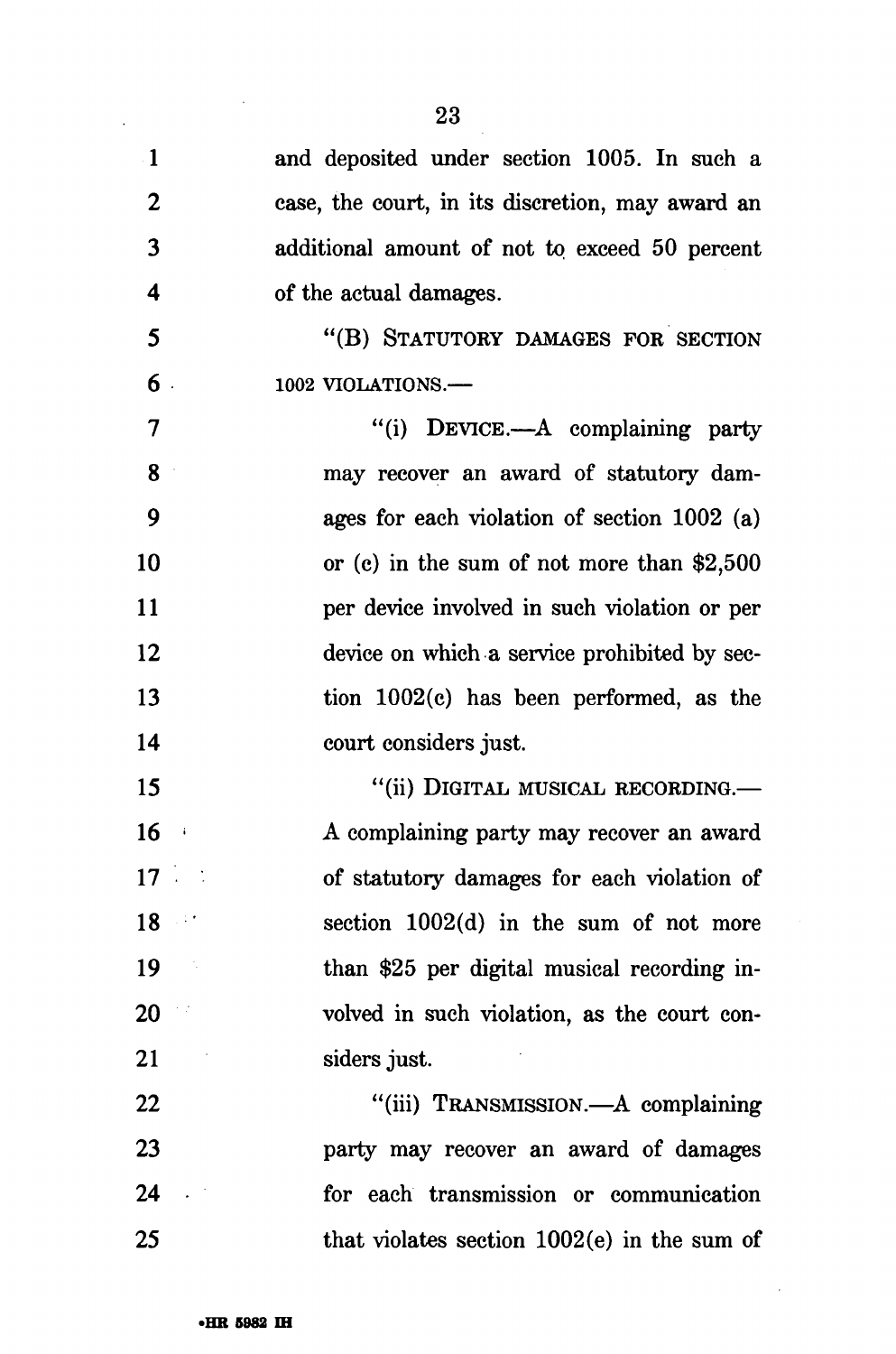and deposited under section 1005. In such a case, the court, in its discretion, may award an additional amount of not to exceed 50 percent of the actual damages.

"(B) STATUTORY DAMAGES FOR SECTION 1002 VIOLATIONS.—

"(i) DEVICE.—A complaining party may recover an award of statutory damages for each violation of section 1002 (a) or (c) in the sum of not more than $2,500 per device involved in such violation or per device on which a service prohibited by section 1002(c) has been performed, as the court considers just.

"(ii) DIGITAL MUSICAL RECORDING.—A complaining party may recover an award of statutory damages for each violation of section 1002(d) in the sum of not more than $25 per digital musical recording involved in such violation, as the court considers just.

"(iii) TRANSMISSION.—A complaining party may recover an award of damages for each transmission or communication that violates section 1002(e) in the sum of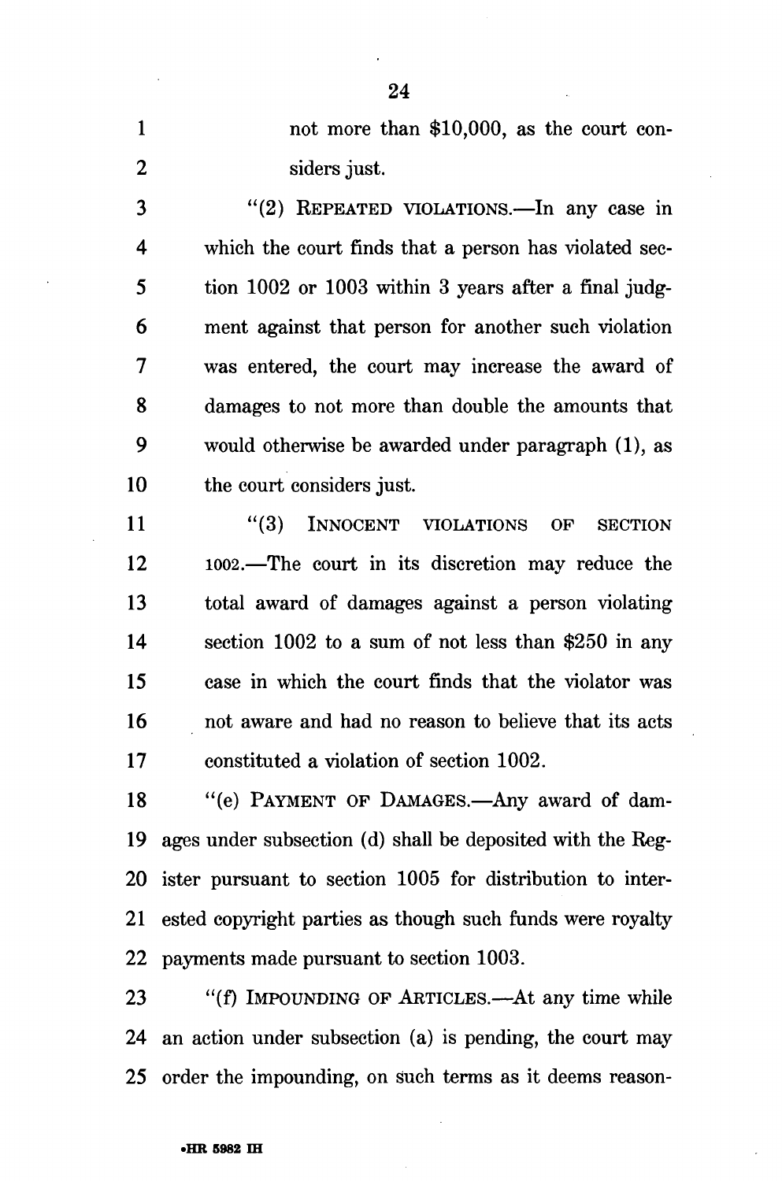not more than $10,000, as the court considers just.

"(2) REPEATED VIOLATIONS.—In any case in which the court finds that a person has violated section 1002 or 1003 within 3 years after a final judgment against that person for another such violation was entered, the court may increase the award of damages to not more than double the amounts that would otherwise be awarded under paragraph (1), as the court considers just.

"(3) INNOCENT VIOLATIONS OF SECTION 1002.—The court in its discretion may reduce the total award of damages against a person violating section 1002 to a sum of not less than $250 in any case in which the court finds that the violator was not aware and had no reason to believe that its acts constituted a violation of section 1002.

"(e) PAYMENT OF DAMAGES.—Any award of damages under subsection (d) shall be deposited with the Register pursuant to section 1005 for distribution to interested copyright parties as though such funds were royalty payments made pursuant to section 1003.

"(f) IMPOUNDING OF ARTICLES.—At any time while an action under subsection (a) is pending, the court may order the impounding, on such terms as it deems reason-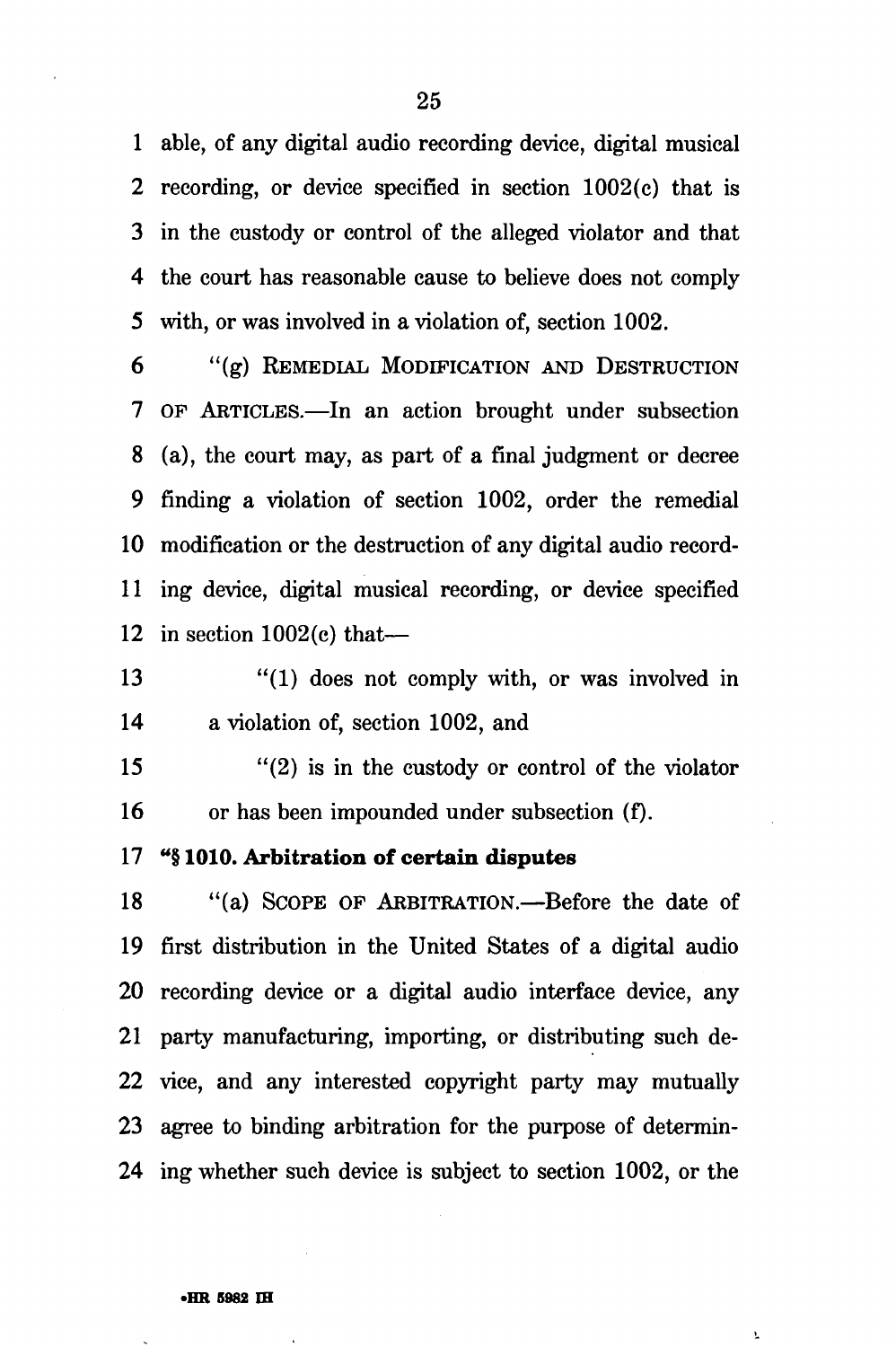able, of any digital audio recording device, digital musical recording, or device specified in section 1002(c) that is in the custody or control of the alleged violator and that the court has reasonable cause to believe does not comply with, or was involved in a violation of, section 1002.

"(g) REMEDIAL MODIFICATION AND DESTRUCTION OF ARTICLES.—In an action brought under subsection (a), the court may, as part of a final judgment or decree finding a violation of section 1002, order the remedial modification or the destruction of any digital audio recording device, digital musical recording, or device specified in section 1002(c) that—

"(1) does not comply with, or was involved in a violation of, section 1002, and

"(2) is in the custody or control of the violator or has been impounded under subsection (f).

**"§ 1010. Arbitration of certain disputes**

"(a) SCOPE OF ARBITRATION.—Before the date of first distribution in the United States of a digital audio recording device or a digital audio interface device, any party manufacturing, importing, or distributing such device, and any interested copyright party may mutually agree to binding arbitration for the purpose of determining whether such device is subject to section 1002, or the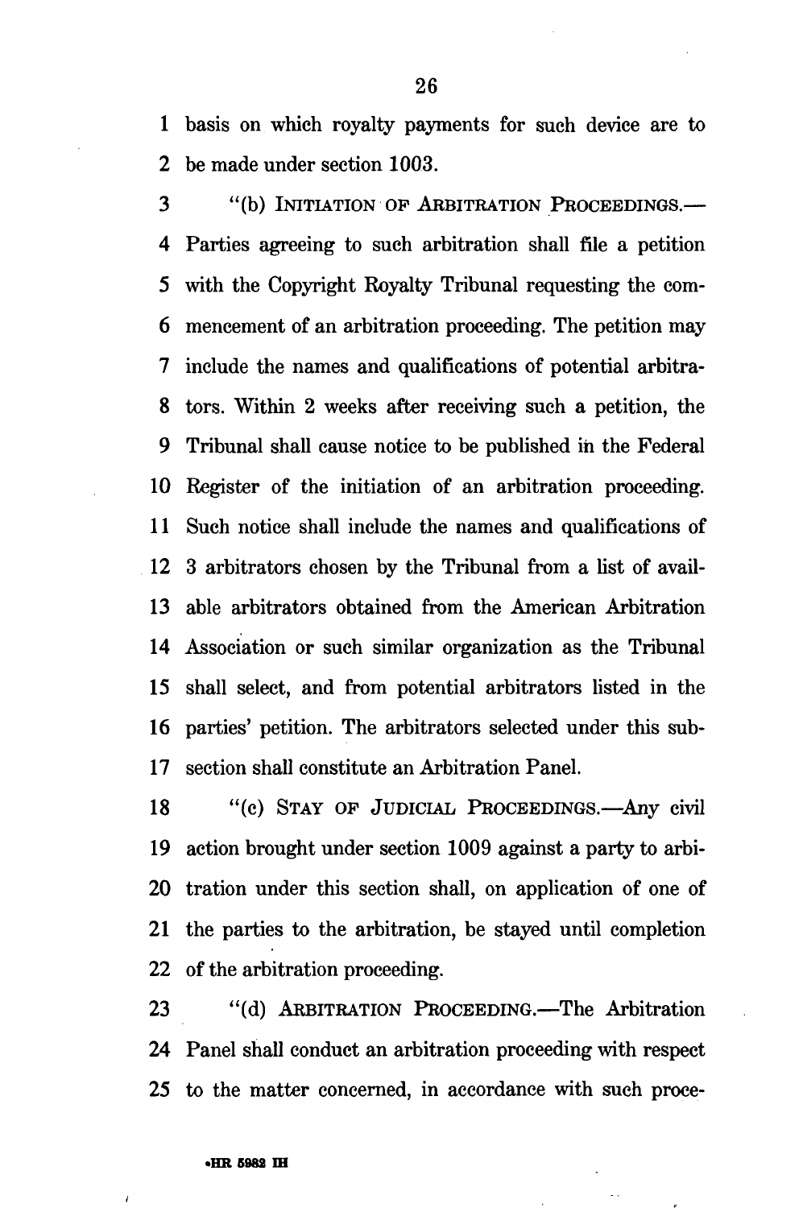basis on which royalty payments for such device are to be made under section 1003.

"(b) INITIATION OF ARBITRATION PROCEEDINGS.— Parties agreeing to such arbitration shall file a petition with the Copyright Royalty Tribunal requesting the commencement of an arbitration proceeding. The petition may include the names and qualifications of potential arbitrators. Within 2 weeks after receiving such a petition, the Tribunal shall cause notice to be published in the Federal Register of the initiation of an arbitration proceeding. Such notice shall include the names and qualifications of 3 arbitrators chosen by the Tribunal from a list of available arbitrators obtained from the American Arbitration Association or such similar organization as the Tribunal shall select, and from potential arbitrators listed in the parties' petition. The arbitrators selected under this subsection shall constitute an Arbitration Panel.

"(c) STAY OF JUDICIAL PROCEEDINGS.—Any civil action brought under section 1009 against a party to arbitration under this section shall, on application of one of the parties to the arbitration, be stayed until completion of the arbitration proceeding.

"(d) ARBITRATION PROCEEDING.—The Arbitration Panel shall conduct an arbitration proceeding with respect to the matter concerned, in accordance with such proce-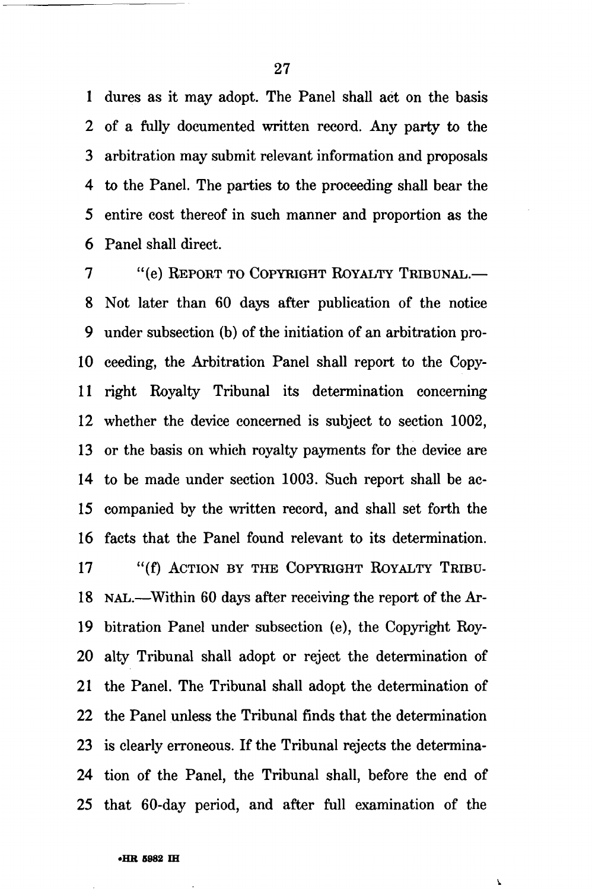dures as it may adopt. The Panel shall act on the basis of a fully documented written record. Any party to the arbitration may submit relevant information and proposals to the Panel. The parties to the proceeding shall bear the entire cost thereof in such manner and proportion as the Panel shall direct.

"(e) REPORT TO COPYRIGHT ROYALTY TRIBUNAL.—Not later than 60 days after publication of the notice under subsection (b) of the initiation of an arbitration proceeding, the Arbitration Panel shall report to the Copyright Royalty Tribunal its determination concerning whether the device concerned is subject to section 1002, or the basis on which royalty payments for the device are to be made under section 1003. Such report shall be accompanied by the written record, and shall set forth the facts that the Panel found relevant to its determination.

"(f) ACTION BY THE COPYRIGHT ROYALTY TRIBUNAL.—Within 60 days after receiving the report of the Arbitration Panel under subsection (e), the Copyright Royalty Tribunal shall adopt or reject the determination of the Panel. The Tribunal shall adopt the determination of the Panel unless the Tribunal finds that the determination is clearly erroneous. If the Tribunal rejects the determination of the Panel, the Tribunal shall, before the end of that 60-day period, and after full examination of the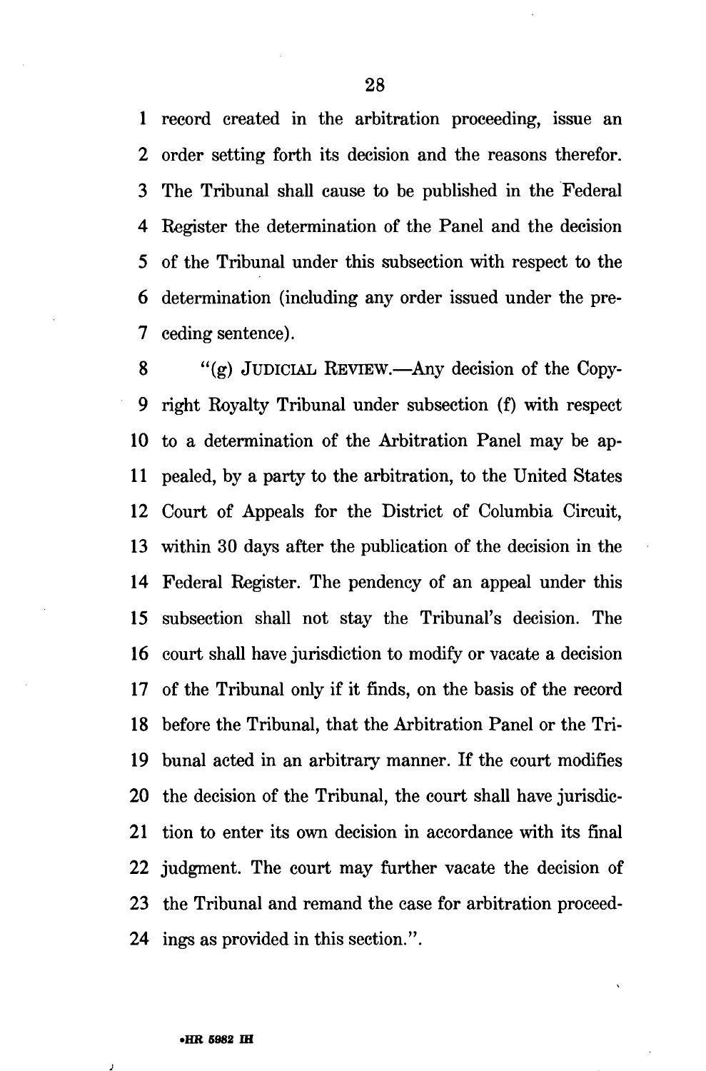record created in the arbitration proceeding, issue an order setting forth its decision and the reasons therefor. The Tribunal shall cause to be published in the Federal Register the determination of the Panel and the decision of the Tribunal under this subsection with respect to the determination (including any order issued under the preceding sentence).

"(g) JUDICIAL REVIEW.—Any decision of the Copyright Royalty Tribunal under subsection (f) with respect to a determination of the Arbitration Panel may be appealed, by a party to the arbitration, to the United States Court of Appeals for the District of Columbia Circuit, within 30 days after the publication of the decision in the Federal Register. The pendency of an appeal under this subsection shall not stay the Tribunal's decision. The court shall have jurisdiction to modify or vacate a decision of the Tribunal only if it finds, on the basis of the record before the Tribunal, that the Arbitration Panel or the Tribunal acted in an arbitrary manner. If the court modifies the decision of the Tribunal, the court shall have jurisdiction to enter its own decision in accordance with its final judgment. The court may further vacate the decision of the Tribunal and remand the case for arbitration proceedings as provided in this section.".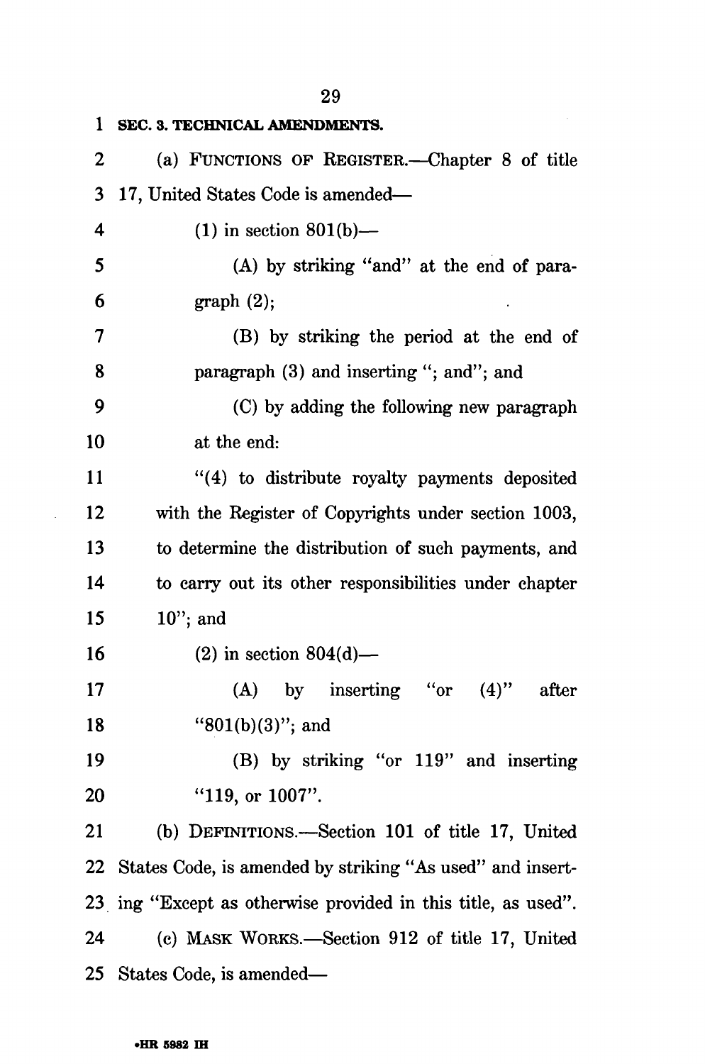**SEC. 3. TECHNICAL AMENDMENTS.**

(a) FUNCTIONS OF REGISTER.—Chapter 8 of title 17, United States Code is amended—

(1) in section 801(b)—

(A) by striking "and" at the end of paragraph (2);

(B) by striking the period at the end of paragraph (3) and inserting "; and"; and

(C) by adding the following new paragraph at the end:

"(4) to distribute royalty payments deposited with the Register of Copyrights under section 1003, to determine the distribution of such payments, and to carry out its other responsibilities under chapter 10"; and

(2) in section 804(d)—

(A) by inserting "or (4)" after "801(b)(3)"; and

(B) by striking "or 119" and inserting "119, or 1007".

(b) DEFINITIONS.—Section 101 of title 17, United States Code, is amended by striking "As used" and inserting "Except as otherwise provided in this title, as used".

(c) MASK WORKS.—Section 912 of title 17, United States Code, is amended—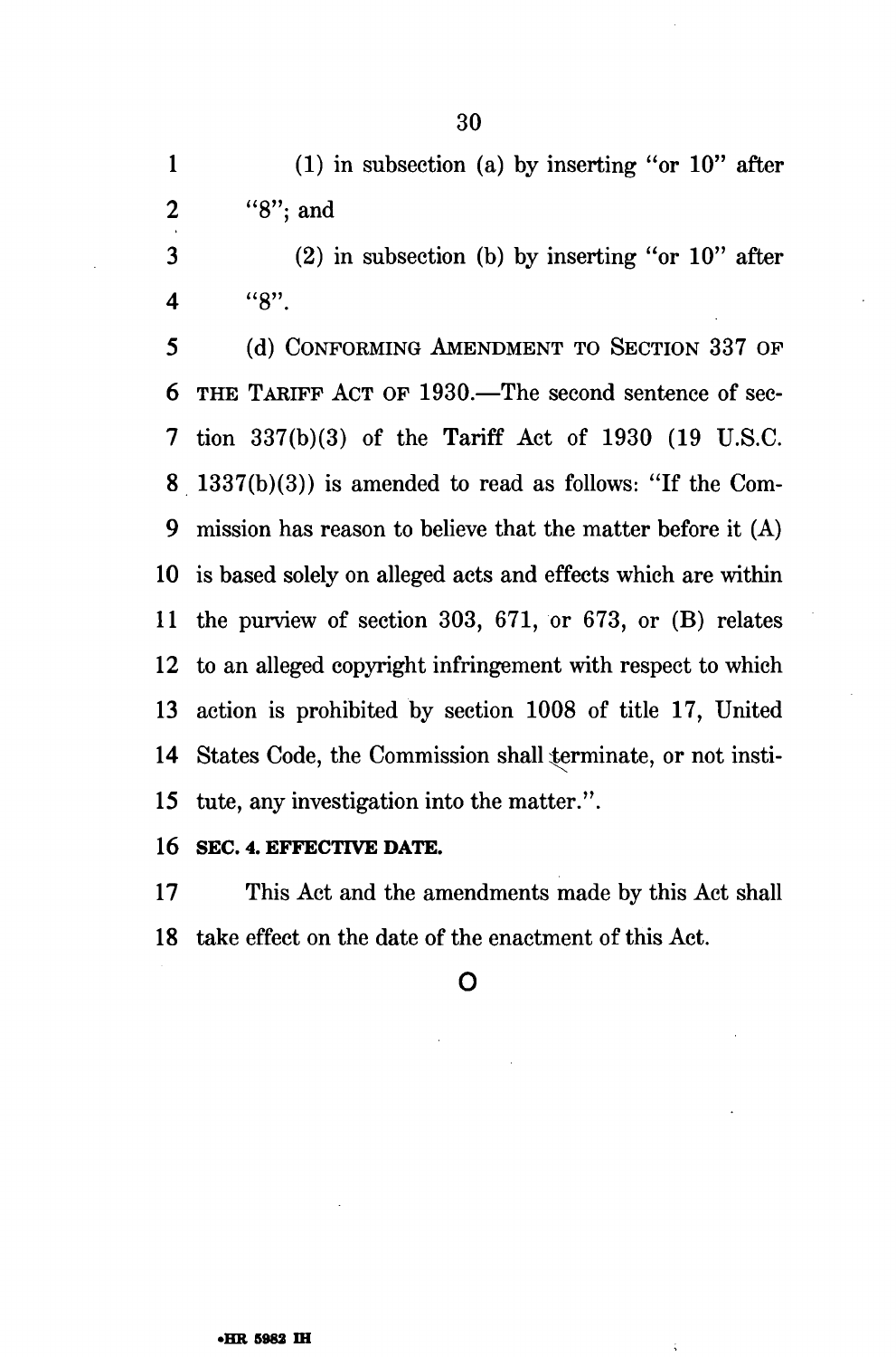(1) in subsection (a) by inserting "or 10" after "8"; and

(2) in subsection (b) by inserting "or 10" after "8".

(d) CONFORMING AMENDMENT TO SECTION 337 OF THE TARIFF ACT OF 1930.—The second sentence of section 337(b)(3) of the Tariff Act of 1930 (19 U.S.C. 1337(b)(3)) is amended to read as follows: "If the Commission has reason to believe that the matter before it (A) is based solely on alleged acts and effects which are within the purview of section 303, 671, or 673, or (B) relates to an alleged copyright infringement with respect to which action is prohibited by section 1008 of title 17, United States Code, the Commission shall terminate, or not institute, any investigation into the matter.".

**SEC. 4. EFFECTIVE DATE.**

This Act and the amendments made by this Act shall take effect on the date of the enactment of this Act.

O